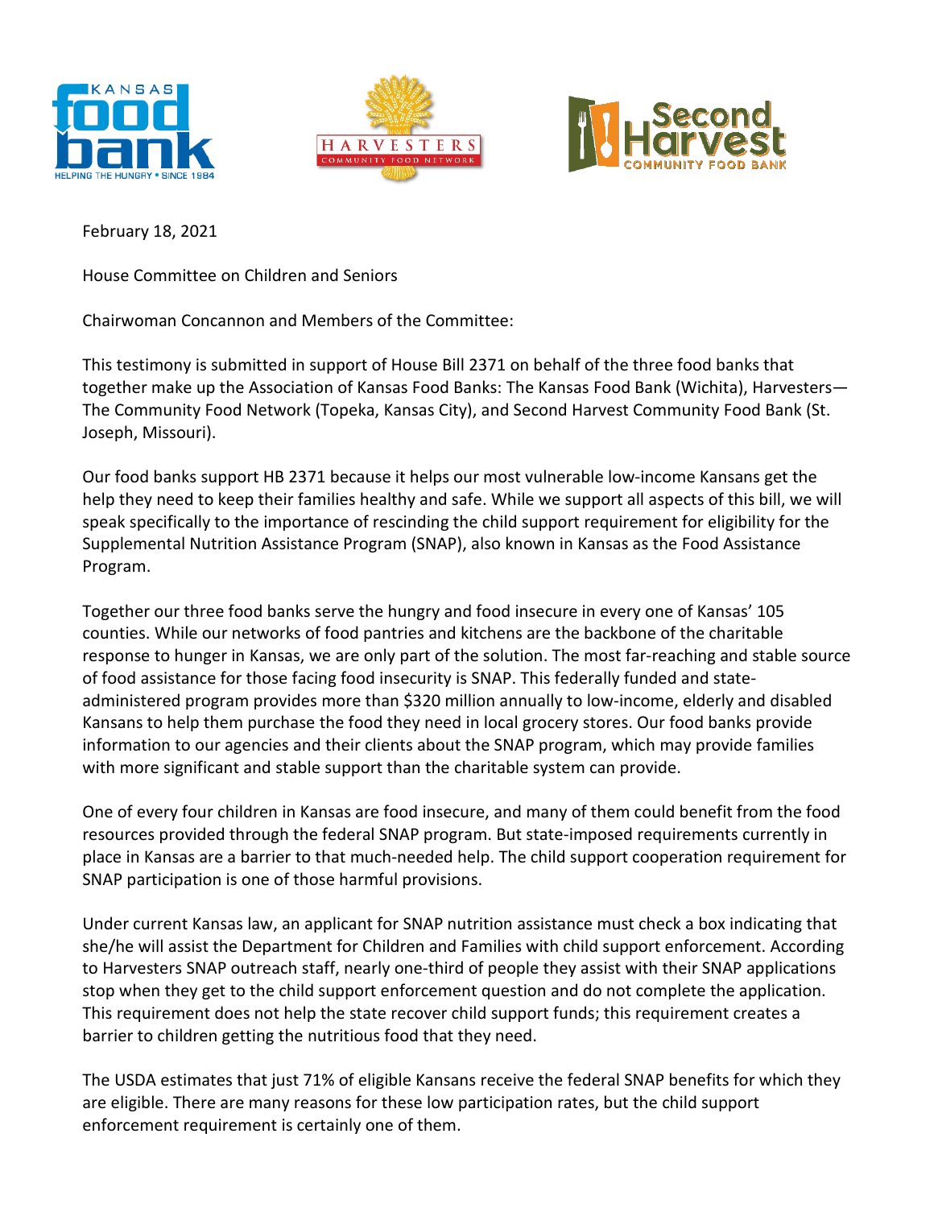February 18, 2021

House Committee on Children and Seniors

Chairwoman Concannon and Members of the Committee:

This testimony is submitted in support of House Bill 2371 on behalf of the three food banks that together make up the Association of Kansas Food Banks: The Kansas Food Bank (Wichita), Harvesters—The Community Food Network (Topeka, Kansas City), and Second Harvest Community Food Bank (St. Joseph, Missouri).

Our food banks support HB 2371 because it helps our most vulnerable low-income Kansans get the help they need to keep their families healthy and safe. While we support all aspects of this bill, we will speak specifically to the importance of rescinding the child support requirement for eligibility for the Supplemental Nutrition Assistance Program (SNAP), also known in Kansas as the Food Assistance Program.

Together our three food banks serve the hungry and food insecure in every one of Kansas' 105 counties. While our networks of food pantries and kitchens are the backbone of the charitable response to hunger in Kansas, we are only part of the solution. The most far-reaching and stable source of food assistance for those facing food insecurity is SNAP. This federally funded and state-administered program provides more than $320 million annually to low-income, elderly and disabled Kansans to help them purchase the food they need in local grocery stores. Our food banks provide information to our agencies and their clients about the SNAP program, which may provide families with more significant and stable support than the charitable system can provide.

One of every four children in Kansas are food insecure, and many of them could benefit from the food resources provided through the federal SNAP program. But state-imposed requirements currently in place in Kansas are a barrier to that much-needed help. The child support cooperation requirement for SNAP participation is one of those harmful provisions.

Under current Kansas law, an applicant for SNAP nutrition assistance must check a box indicating that she/he will assist the Department for Children and Families with child support enforcement. According to Harvesters SNAP outreach staff, nearly one-third of people they assist with their SNAP applications stop when they get to the child support enforcement question and do not complete the application. This requirement does not help the state recover child support funds; this requirement creates a barrier to children getting the nutritious food that they need.

The USDA estimates that just 71% of eligible Kansans receive the federal SNAP benefits for which they are eligible. There are many reasons for these low participation rates, but the child support enforcement requirement is certainly one of them.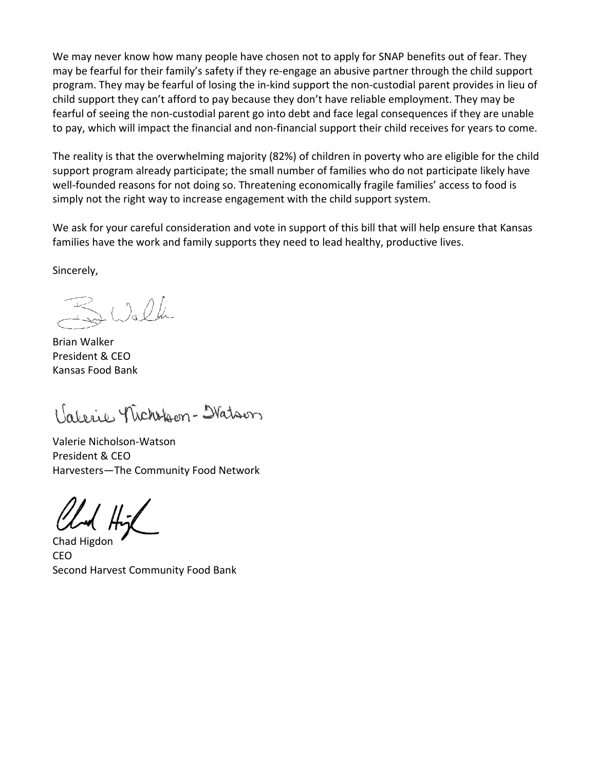We may never know how many people have chosen not to apply for SNAP benefits out of fear. They may be fearful for their family's safety if they re-engage an abusive partner through the child support program. They may be fearful of losing the in-kind support the non-custodial parent provides in lieu of child support they can't afford to pay because they don't have reliable employment. They may be fearful of seeing the non-custodial parent go into debt and face legal consequences if they are unable to pay, which will impact the financial and non-financial support their child receives for years to come.

The reality is that the overwhelming majority (82%) of children in poverty who are eligible for the child support program already participate; the small number of families who do not participate likely have well-founded reasons for not doing so. Threatening economically fragile families' access to food is simply not the right way to increase engagement with the child support system.

We ask for your careful consideration and vote in support of this bill that will help ensure that Kansas families have the work and family supports they need to lead healthy, productive lives.

Sincerely,

Brian Walker
President & CEO
Kansas Food Bank

Valerie Nicholson-Watson
President & CEO
Harvesters—The Community Food Network

Chad Higdon
CEO
Second Harvest Community Food Bank